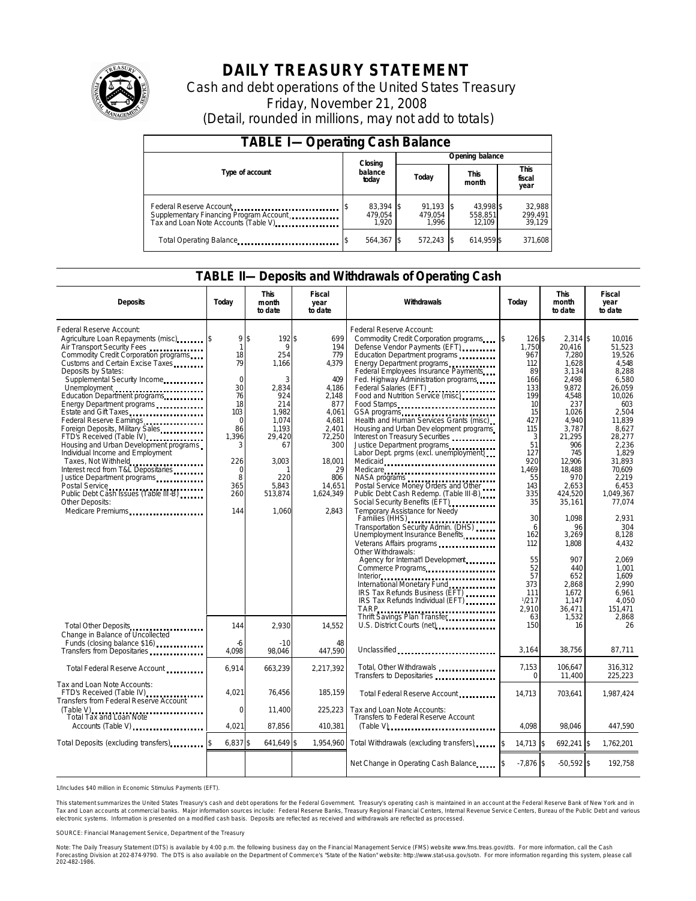# DAILY TREASURY STATEMENT

Cash and debt operations of the United States Treasury

Friday, November 21, 2008

(Detail, rounded in millions, may not add to totals)

## TABLE I—Operating Cash Balance

| Type of account | Closing balance today | Opening balance Today | Opening balance This month | Opening balance This fiscal year |
|---|---|---|---|---|
| Federal Reserve Account | $ 83,394 | $ 91,193 | $ 43,998 | $ 32,988 |
| Supplementary Financing Program Account | 479,054 | 479,054 | 558,851 | 299,491 |
| Tax and Loan Note Accounts (Table V) | 1,920 | 1,996 | 12,109 | 39,129 |
| Total Operating Balance | $ 564,367 | $ 572,243 | $ 614,959 | $ 371,608 |

## TABLE II—Deposits and Withdrawals of Operating Cash

| Deposits | Today | This month to date | Fiscal year to date |
|---|---|---|---|
| Federal Reserve Account: | | | |
| Agriculture Loan Repayments (misc) | $ 9 | $ 192 | $ 699 |
| Air Transport Security Fees | 1 | 9 | 194 |
| Commodity Credit Corporation programs | 18 | 254 | 779 |
| Customs and Certain Excise Taxes | 79 | 1,166 | 4,379 |
| Deposits by States: | | | |
| Supplemental Security Income | 0 | 3 | 409 |
| Unemployment | 30 | 2,834 | 4,186 |
| Education Department programs | 76 | 924 | 2,148 |
| Energy Department programs | 18 | 214 | 877 |
| Estate and Gift Taxes | 103 | 1,982 | 4,061 |
| Federal Reserve Earnings | 0 | 1,074 | 4,681 |
| Foreign Deposits, Military Sales | 86 | 1,193 | 2,401 |
| FTD's Received (Table IV) | 1,396 | 29,420 | 72,250 |
| Housing and Urban Development programs | 3 | 67 | 300 |
| Individual Income and Employment Taxes, Not Withheld | 226 | 3,003 | 18,001 |
| Interest recd from T&L Depositaries | 0 | 1 | 29 |
| Justice Department programs | 8 | 220 | 806 |
| Postal Service | 365 | 5,843 | 14,651 |
| Public Debt Cash Issues (Table III-B) | 260 | 513,874 | 1,624,349 |
| Other Deposits: | | | |
| Medicare Premiums | 144 | 1,060 | 2,843 |
| Total Other Deposits | 144 | 2,930 | 14,552 |
| Change in Balance of Uncollected Funds (closing balance $16) | -6 | -10 | 48 |
| Transfers from Depositaries | 4,098 | 98,046 | 447,590 |
| Total Federal Reserve Account | 6,914 | 663,239 | 2,217,392 |
| Tax and Loan Note Accounts: | | | |
| FTD's Received (Table IV) | 4,021 | 76,456 | 185,159 |
| Transfers from Federal Reserve Account (Table V) | 0 | 11,400 | 225,223 |
| Total Tax and Loan Note Accounts (Table V) | 4,021 | 87,856 | 410,381 |
| Total Deposits (excluding transfers) | $ 6,837 | $ 641,649 | $ 1,954,960 |

| Withdrawals | Today | This month to date | Fiscal year to date |
|---|---|---|---|
| Federal Reserve Account: | | | |
| Commodity Credit Corporation programs | $ 126 | $ 2,314 | $ 10,016 |
| Defense Vendor Payments (EFT) | 1,750 | 20,416 | 51,523 |
| Education Department programs | 967 | 7,280 | 19,526 |
| Energy Department programs | 112 | 1,628 | 4,548 |
| Federal Employees Insurance Payments | 89 | 3,134 | 8,288 |
| Fed. Highway Administration programs | 166 | 2,498 | 6,580 |
| Federal Salaries (EFT) | 133 | 9,872 | 26,059 |
| Food and Nutrition Service (misc) | 199 | 4,548 | 10,026 |
| Food Stamps | 10 | 237 | 603 |
| GSA programs | 15 | 1,026 | 2,504 |
| Health and Human Services Grants (misc) | 427 | 4,940 | 11,839 |
| Housing and Urban Development programs | 115 | 3,787 | 8,627 |
| Interest on Treasury Securities | 3 | 21,295 | 28,277 |
| Justice Department programs | 51 | 906 | 2,236 |
| Labor Dept. prgms (excl. unemployment) | 127 | 745 | 1,829 |
| Medicaid | 920 | 12,906 | 31,893 |
| Medicare | 1,469 | 18,488 | 70,609 |
| NASA programs | 55 | 970 | 2,219 |
| Postal Service Money Orders and Other | 143 | 2,653 | 6,453 |
| Public Debt Cash Redemp. (Table III-B) | 335 | 424,520 | 1,049,367 |
| Social Security Benefits (EFT) | 35 | 35,161 | 77,074 |
| Temporary Assistance for Needy Families (HHS) | 30 | 1,098 | 2,931 |
| Transportation Security Admin. (DHS) | 6 | 96 | 304 |
| Unemployment Insurance Benefits | 162 | 3,269 | 8,128 |
| Veterans Affairs programs | 112 | 1,808 | 4,432 |
| Other Withdrawals: | | | |
| Agency for Internat'l Development | 55 | 907 | 2,069 |
| Commerce Programs | 52 | 440 | 1,001 |
| Interior | 57 | 652 | 1,609 |
| International Monetary Fund | 373 | 2,868 | 2,990 |
| IRS Tax Refunds Business (EFT) | 111 | 1,672 | 6,961 |
| IRS Tax Refunds Individual (EFT) | 1/217 | 1,147 | 4,050 |
| TARP | 2,910 | 36,471 | 151,471 |
| Thrift Savings Plan Transfer | 63 | 1,532 | 2,868 |
| U.S. District Courts (net) | 150 | 16 | 26 |
| Unclassified | 3,164 | 38,756 | 87,711 |
| Total, Other Withdrawals | 7,153 | 106,647 | 316,312 |
| Transfers to Depositaries | 0 | 11,400 | 225,223 |
| Total Federal Reserve Account | 14,713 | 703,641 | 1,987,424 |
| Tax and Loan Note Accounts: Transfers to Federal Reserve Account (Table V) | 4,098 | 98,046 | 447,590 |
| Total Withdrawals (excluding transfers) | $ 14,713 | $ 692,241 | $ 1,762,201 |
| Net Change in Operating Cash Balance | $ -7,876 | $ -50,592 | $ 192,758 |

1/Includes $40 million in Economic Stimulus Payments (EFT).

This statement summarizes the United States Treasury's cash and debt operations for the Federal Government. Treasury's operating cash is maintained in an account at the Federal Reserve Bank of New York and in Tax and Loan accounts at commercial banks. Major information sources include: Federal Reserve Banks, Treasury Regional Financial Centers, Internal Revenue Service Centers, Bureau of the Public Debt and various electronic systems. Information is presented on a modified cash basis. Deposits are reflected as received and withdrawals are reflected as processed.

SOURCE: Financial Management Service, Department of the Treasury

Note: The Daily Treasury Statement (DTS) is available by 4:00 p.m. the following business day on the Financial Management Service (FMS) website www.fms.treas.gov/dts. For more information, call the Cash Forecasting Division at 202-874-9790. The DTS is also available on the Department of Commerce's "State of the Nation" website: http://www.stat-usa.gov/sotn. For more information regarding this system, please call 202-482-1986.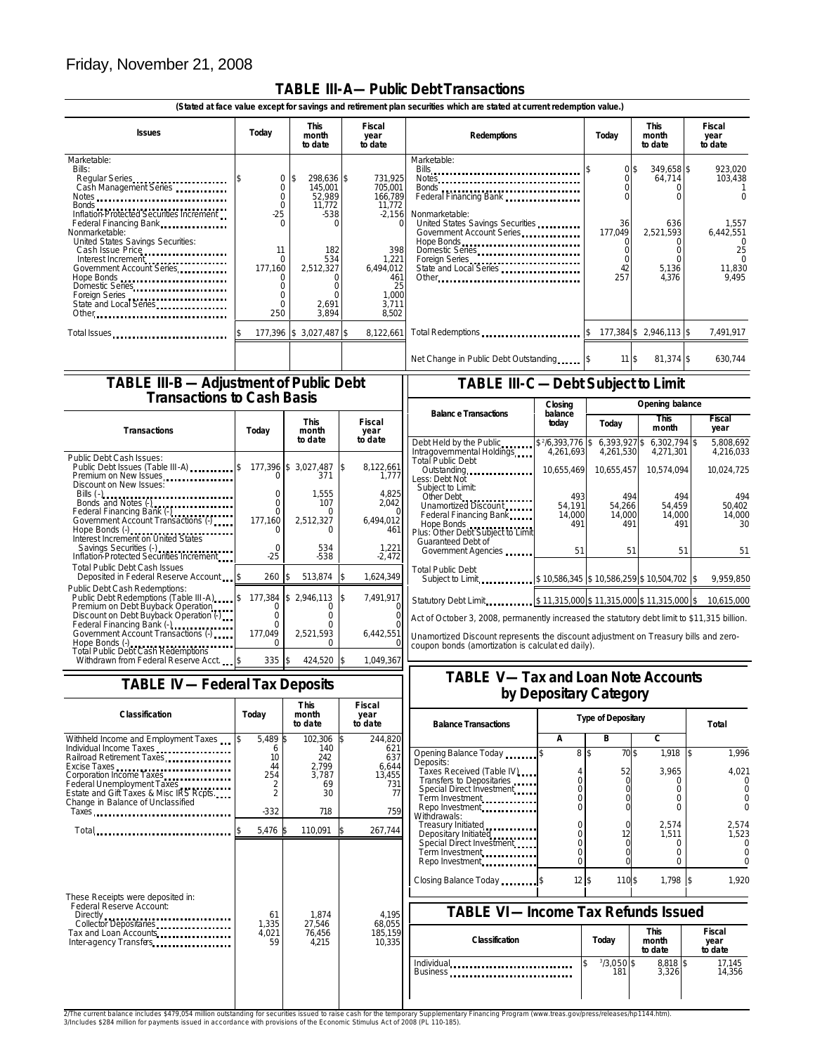Friday, November 21, 2008

## TABLE III-A — Public Debt Transactions

(Stated at face value except for savings and retirement plan securities which are stated at current redemption value.)

| Issues | Today | This month to date | Fiscal year to date |
|---|---|---|---|
| Marketable: | | | |
| Bills: | | | |
| Regular Series | $ 0 | $ 298,636 | $ 731,925 |
| Cash Management Series | 0 | 145,001 | 705,001 |
| Notes | 0 | 52,989 | 166,789 |
| Bonds | 0 | 11,772 | 11,772 |
| Inflation-Protected Securities Increment | -25 | -538 | -2,156 |
| Federal Financing Bank | 0 | 0 | 0 |
| Nonmarketable: | | | |
| United States Savings Securities: | | | |
| Cash Issue Price | 11 | 182 | 398 |
| Interest Increment | 0 | 534 | 1,221 |
| Government Account Series | 177,160 | 2,512,327 | 6,494,012 |
| Hope Bonds | 0 | 0 | 461 |
| Domestic Series | 0 | 0 | 25 |
| Foreign Series | 0 | 0 | 1,000 |
| State and Local Series | 0 | 2,691 | 3,711 |
| Other | 250 | 3,894 | 8,502 |
| Total Issues | $ 177,396 | $ 3,027,487 | $ 8,122,661 |

| Redemptions | Today | This month to date | Fiscal year to date |
|---|---|---|---|
| Marketable: | | | |
| Bills | $ 0 | $ 349,658 | $ 923,020 |
| Notes | 0 | 64,714 | 103,438 |
| Bonds | 0 | 0 | 1 |
| Federal Financing Bank | 0 | 0 | 0 |
| Nonmarketable: | | | |
| United States Savings Securities | 36 | 636 | 1,557 |
| Government Account Series | 177,049 | 2,521,593 | 6,442,551 |
| Hope Bonds | 0 | 0 | 0 |
| Domestic Series | 0 | 0 | 25 |
| Foreign Series | 0 | 0 | 0 |
| State and Local Series | 42 | 5,136 | 11,830 |
| Other | 257 | 4,376 | 9,495 |
| Total Redemptions | $ 177,384 | $ 2,946,113 | $ 7,491,917 |
| Net Change in Public Debt Outstanding | $ 11 | $ 81,374 | $ 630,744 |

## TABLE III-B — Adjustment of Public Debt Transactions to Cash Basis

| Transactions | Today | This month to date | Fiscal year to date |
|---|---|---|---|
| Public Debt Cash Issues: | | | |
| Public Debt Issues (Table III-A) | $ 177,396 | $ 3,027,487 | $ 8,122,661 |
| Premium on New Issues | 0 | 371 | 1,777 |
| Discount on New Issues: | | | |
| Bills (-) | 0 | 1,555 | 4,825 |
| Bonds and Notes (-) | 0 | 107 | 2,042 |
| Federal Financing Bank (-) | 0 | 0 | 0 |
| Government Account Transactions (-) | 177,160 | 2,512,327 | 6,494,012 |
| Hope Bonds (-) | 0 | 0 | 461 |
| Interest Increment on United States Savings Securities (-) | 0 | 534 | 1,221 |
| Inflation-Protected Securities Increment | -25 | -538 | -2,472 |
| Total Public Debt Cash Issues Deposited in Federal Reserve Account | $ 260 | $ 513,874 | $ 1,624,349 |
| Public Debt Cash Redemptions: | | | |
| Public Debt Redemptions (Table III-A) | $ 177,384 | $ 2,946,113 | $ 7,491,917 |
| Premium on Debt Buyback Operation | 0 | 0 | 0 |
| Discount on Debt Buyback Operation (-) | 0 | 0 | 0 |
| Federal Financing Bank (-) | 0 | 0 | 0 |
| Government Account Transactions (-) | 177,049 | 2,521,593 | 6,442,551 |
| Hope Bonds (-) | 0 | 0 | 0 |
| Total Public Debt Cash Redemptions Withdrawn from Federal Reserve Acct. | $ 335 | $ 424,520 | $ 1,049,367 |

## TABLE III-C — Debt Subject to Limit

| Balance Transactions | Closing balance today | Opening balance Today | Opening balance This month | Opening balance Fiscal year |
|---|---|---|---|---|
| Debt Held by the Public | $ [2]6,393,776 | $ 6,393,927 | $ 6,302,794 | $ 5,808,692 |
| Intragovernmental Holdings | 4,261,693 | 4,261,530 | 4,271,301 | 4,216,033 |
| Total Public Debt Outstanding | 10,655,469 | 10,655,457 | 10,574,094 | 10,024,725 |
| Less: Debt Not Subject to Limit: | | | | |
| Other Debt | 493 | 494 | 494 | 494 |
| Unamortized Discount | 54,191 | 54,266 | 54,459 | 50,402 |
| Federal Financing Bank | 14,000 | 14,000 | 14,000 | 14,000 |
| Hope Bonds | 491 | 491 | 491 | 30 |
| Plus: Other Debt Subject to Limit Guaranteed Debt of Government Agencies | 51 | 51 | 51 | 51 |
| Total Public Debt Subject to Limit | $ 10,586,345 | $ 10,586,259 | $ 10,504,702 | $ 9,959,850 |
| Statutory Debt Limit | $ 11,315,000 | $ 11,315,000 | $ 11,315,000 | $ 10,615,000 |

Act of October 3, 2008, permanently increased the statutory debt limit to $11,315 billion.

Unamortized Discount represents the discount adjustment on Treasury bills and zero-coupon bonds (amortization is calculated daily).

## TABLE IV — Federal Tax Deposits

| Classification | Today | This month to date | Fiscal year to date |
|---|---|---|---|
| Withheld Income and Employment Taxes | $ 5,489 | $ 102,306 | $ 244,820 |
| Individual Income Taxes | 6 | 140 | 621 |
| Railroad Retirement Taxes | 10 | 242 | 637 |
| Excise Taxes | 44 | 2,799 | 6,644 |
| Corporation Income Taxes | 254 | 3,787 | 13,455 |
| Federal Unemployment Taxes | 2 | 69 | 731 |
| Estate and Gift Taxes & Misc IRS Rcpts. | 2 | 30 | 77 |
| Change in Balance of Unclassified Taxes | -332 | 718 | 759 |
| Total | $ 5,476 | $ 110,091 | $ 267,744 |
| These Receipts were deposited in: | | | |
| Federal Reserve Account: | | | |
| Directly | 61 | 1,874 | 4,195 |
| Collector Depositaries | 1,335 | 27,546 | 68,055 |
| Tax and Loan Accounts | 4,021 | 76,456 | 185,159 |
| Inter-agency Transfers | 59 | 4,215 | 10,335 |

## TABLE V — Tax and Loan Note Accounts by Depositary Category

| Balance Transactions | A | B | C | Total |
|---|---|---|---|---|
| Opening Balance Today | $ 8 | $ 70 | $ 1,918 | $ 1,996 |
| Deposits: | | | | |
| Taxes Received (Table IV) | 4 | 52 | 3,965 | 4,021 |
| Transfers to Depositaries | 0 | 0 | 0 | 0 |
| Special Direct Investment | 0 | 0 | 0 | 0 |
| Term Investment | 0 | 0 | 0 | 0 |
| Repo Investment | 0 | 0 | 0 | 0 |
| Withdrawals: | | | | |
| Treasury Initiated | 0 | 0 | 2,574 | 2,574 |
| Depositary Initiated | 0 | 12 | 1,511 | 1,523 |
| Special Direct Investment | 0 | 0 | 0 | 0 |
| Term Investment | 0 | 0 | 0 | 0 |
| Repo Investment | 0 | 0 | 0 | 0 |
| Closing Balance Today | $ 12 | $ 110 | $ 1,798 | $ 1,920 |

## TABLE VI — Income Tax Refunds Issued

| Classification | Today | This month to date | Fiscal year to date |
|---|---|---|---|
| Individual | $ [3]/3,050 | $ 8,818 | $ 17,145 |
| Business | 181 | 3,326 | 14,356 |

2/The current balance includes $479,054 million outstanding for securities issued to raise cash for the temporary Supplementary Financing Program (www.treas.gov/press/releases/hp1144.htm).
3/Includes $284 million for payments issued in accordance with provisions of the Economic Stimulus Act of 2008 (PL 110-185).